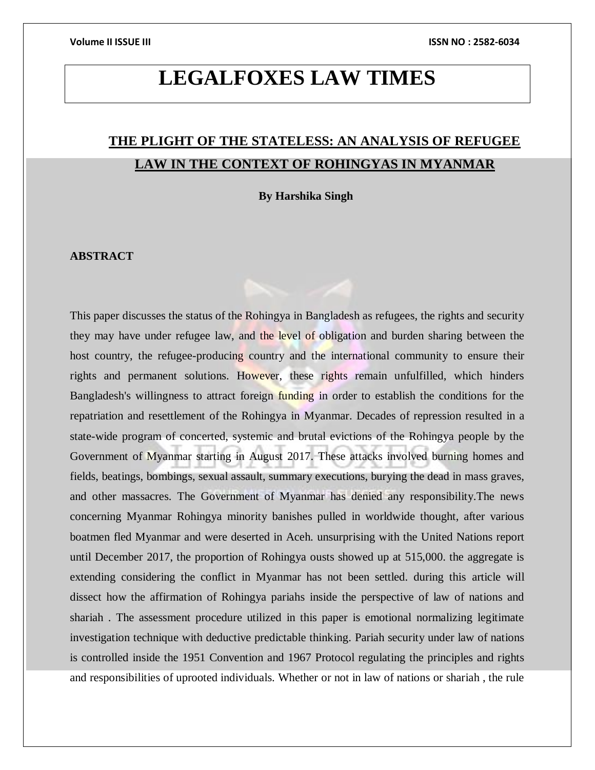# LEGALFOXES LAW TIMES

## THE PLIGHT OF THE STATELESS: AN ANALYSIS OF REFUGEE LAW IN THE CONTEXT OF ROHINGYAS IN MYANMAR

**By Harshika Singh**

### ABSTRACT

This paper discusses the status of the Rohingya in Bangladesh as refugees, the rights and security they may have under refugee law, and the level of obligation and burden sharing between the host country, the refugee-producing country and the international community to ensure their rights and permanent solutions. However, these rights remain unfulfilled, which hinders Bangladesh's willingness to attract foreign funding in order to establish the conditions for the repatriation and resettlement of the Rohingya in Myanmar. Decades of repression resulted in a state-wide program of concerted, systemic and brutal evictions of the Rohingya people by the Government of Myanmar starting in August 2017. These attacks involved burning homes and fields, beatings, bombings, sexual assault, summary executions, burying the dead in mass graves, and other massacres. The Government of Myanmar has denied any responsibility.The news concerning Myanmar Rohingya minority banishes pulled in worldwide thought, after various boatmen fled Myanmar and were deserted in Aceh. unsurprising with the United Nations report until December 2017, the proportion of Rohingya ousts showed up at 515,000. the aggregate is extending considering the conflict in Myanmar has not been settled. during this article will dissect how the affirmation of Rohingya pariahs inside the perspective of law of nations and shariah . The assessment procedure utilized in this paper is emotional normalizing legitimate investigation technique with deductive predictable thinking. Pariah security under law of nations is controlled inside the 1951 Convention and 1967 Protocol regulating the principles and rights and responsibilities of uprooted individuals. Whether or not in law of nations or shariah , the rule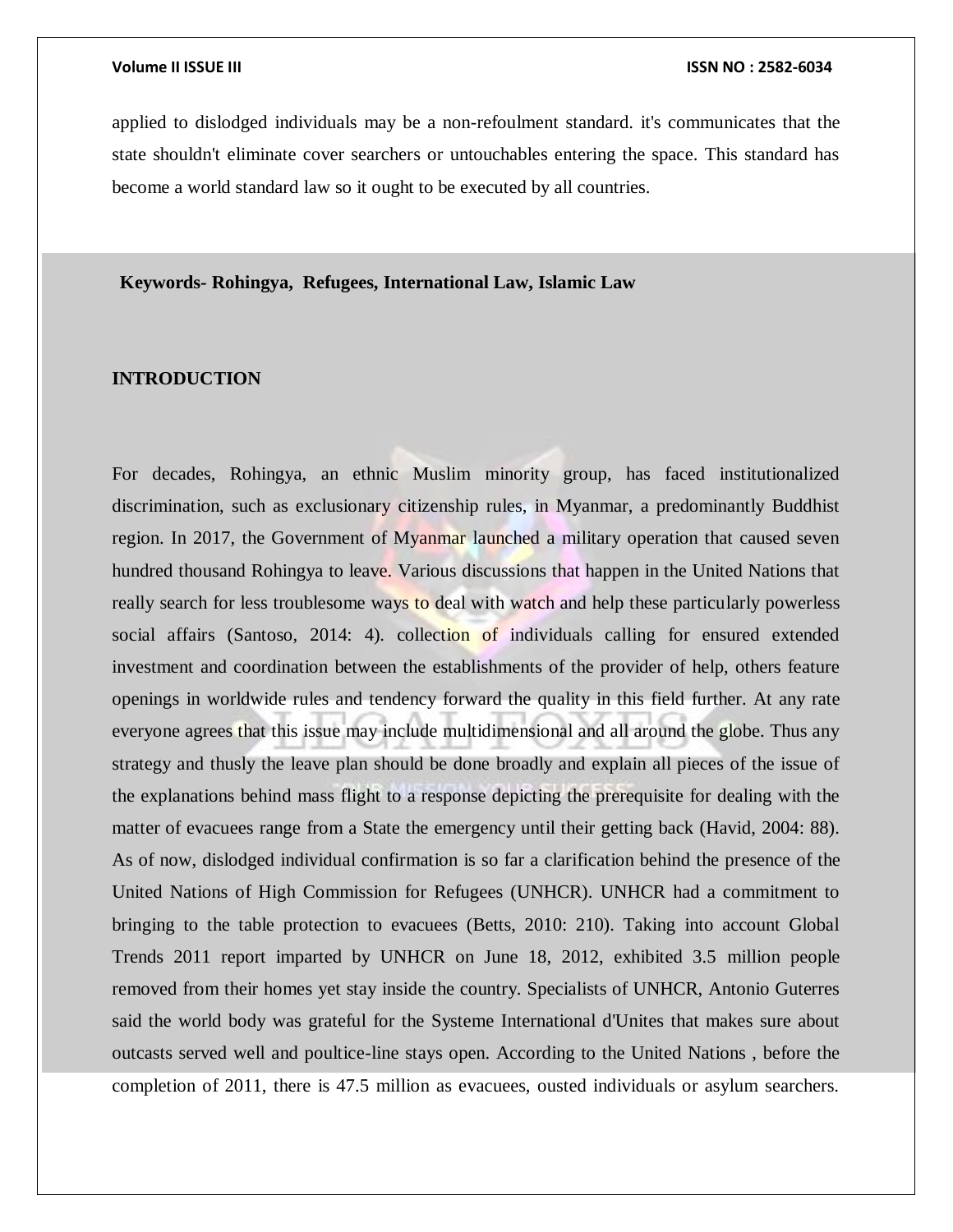applied to dislodged individuals may be a non-refoulment standard. it's communicates that the state shouldn't eliminate cover searchers or untouchables entering the space. This standard has become a world standard law so it ought to be executed by all countries.

**Keywords- Rohingya, Refugees, International Law, Islamic Law**

## INTRODUCTION

For decades, Rohingya, an ethnic Muslim minority group, has faced institutionalized discrimination, such as exclusionary citizenship rules, in Myanmar, a predominantly Buddhist region. In 2017, the Government of Myanmar launched a military operation that caused seven hundred thousand Rohingya to leave. Various discussions that happen in the United Nations that really search for less troublesome ways to deal with watch and help these particularly powerless social affairs (Santoso, 2014: 4). collection of individuals calling for ensured extended investment and coordination between the establishments of the provider of help, others feature openings in worldwide rules and tendency forward the quality in this field further. At any rate everyone agrees that this issue may include multidimensional and all around the globe. Thus any strategy and thusly the leave plan should be done broadly and explain all pieces of the issue of the explanations behind mass flight to a response depicting the prerequisite for dealing with the matter of evacuees range from a State the emergency until their getting back (Havid, 2004: 88). As of now, dislodged individual confirmation is so far a clarification behind the presence of the United Nations of High Commission for Refugees (UNHCR). UNHCR had a commitment to bringing to the table protection to evacuees (Betts, 2010: 210). Taking into account Global Trends 2011 report imparted by UNHCR on June 18, 2012, exhibited 3.5 million people removed from their homes yet stay inside the country. Specialists of UNHCR, Antonio Guterres said the world body was grateful for the Systeme International d'Unites that makes sure about outcasts served well and poultice-line stays open. According to the United Nations , before the completion of 2011, there is 47.5 million as evacuees, ousted individuals or asylum searchers.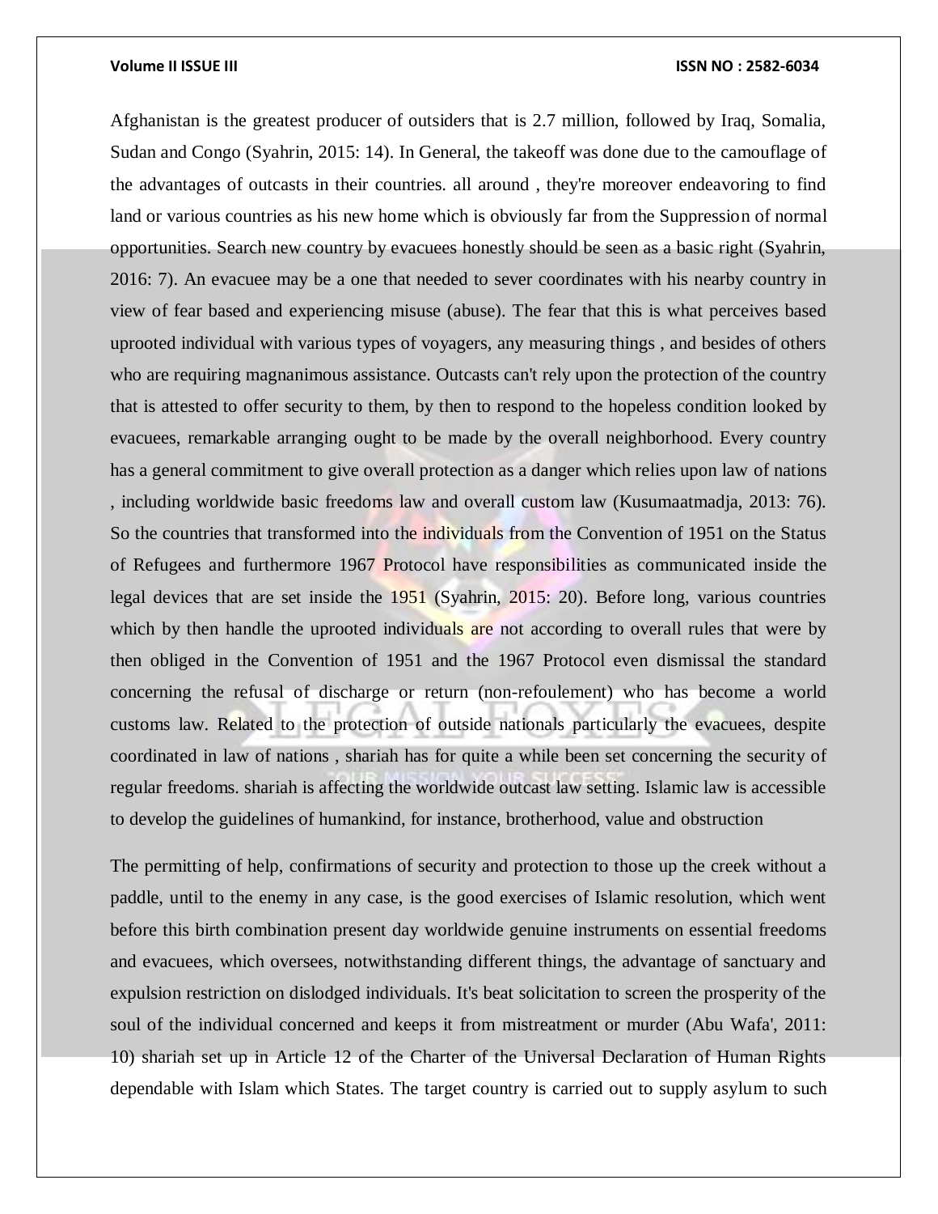Afghanistan is the greatest producer of outsiders that is 2.7 million, followed by Iraq, Somalia, Sudan and Congo (Syahrin, 2015: 14). In General, the takeoff was done due to the camouflage of the advantages of outcasts in their countries. all around , they're moreover endeavoring to find land or various countries as his new home which is obviously far from the Suppression of normal opportunities. Search new country by evacuees honestly should be seen as a basic right (Syahrin, 2016: 7). An evacuee may be a one that needed to sever coordinates with his nearby country in view of fear based and experiencing misuse (abuse). The fear that this is what perceives based uprooted individual with various types of voyagers, any measuring things , and besides of others who are requiring magnanimous assistance. Outcasts can't rely upon the protection of the country that is attested to offer security to them, by then to respond to the hopeless condition looked by evacuees, remarkable arranging ought to be made by the overall neighborhood. Every country has a general commitment to give overall protection as a danger which relies upon law of nations , including worldwide basic freedoms law and overall custom law (Kusumaatmadja, 2013: 76). So the countries that transformed into the individuals from the Convention of 1951 on the Status of Refugees and furthermore 1967 Protocol have responsibilities as communicated inside the legal devices that are set inside the 1951 (Syahrin, 2015: 20). Before long, various countries which by then handle the uprooted individuals are not according to overall rules that were by then obliged in the Convention of 1951 and the 1967 Protocol even dismissal the standard concerning the refusal of discharge or return (non-refoulement) who has become a world customs law. Related to the protection of outside nationals particularly the evacuees, despite coordinated in law of nations , shariah has for quite a while been set concerning the security of regular freedoms. shariah is affecting the worldwide outcast law setting. Islamic law is accessible to develop the guidelines of humankind, for instance, brotherhood, value and obstruction

The permitting of help, confirmations of security and protection to those up the creek without a paddle, until to the enemy in any case, is the good exercises of Islamic resolution, which went before this birth combination present day worldwide genuine instruments on essential freedoms and evacuees, which oversees, notwithstanding different things, the advantage of sanctuary and expulsion restriction on dislodged individuals. It's beat solicitation to screen the prosperity of the soul of the individual concerned and keeps it from mistreatment or murder (Abu Wafa', 2011: 10) shariah set up in Article 12 of the Charter of the Universal Declaration of Human Rights dependable with Islam which States. The target country is carried out to supply asylum to such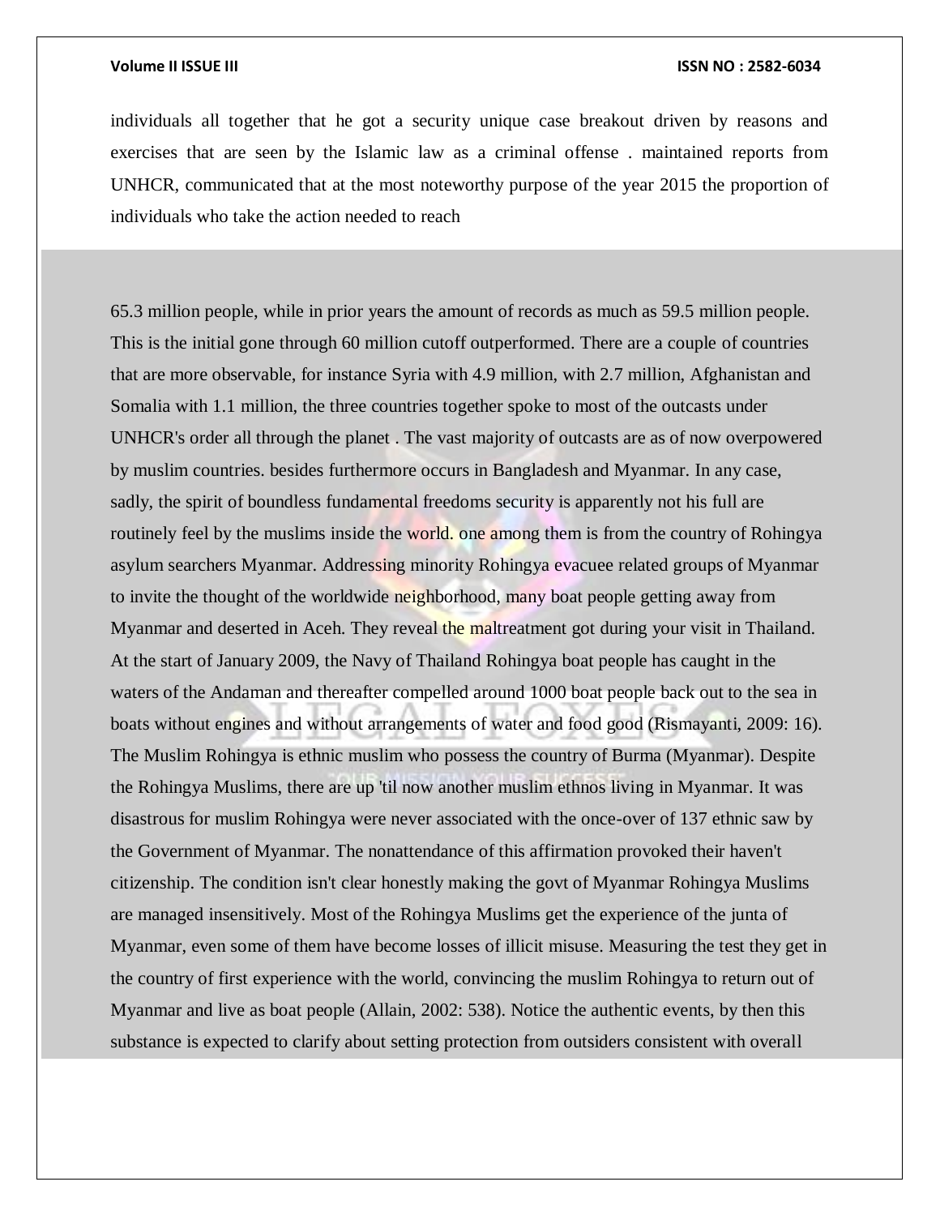individuals all together that he got a security unique case breakout driven by reasons and exercises that are seen by the Islamic law as a criminal offense . maintained reports from UNHCR, communicated that at the most noteworthy purpose of the year 2015 the proportion of individuals who take the action needed to reach

65.3 million people, while in prior years the amount of records as much as 59.5 million people. This is the initial gone through 60 million cutoff outperformed. There are a couple of countries that are more observable, for instance Syria with 4.9 million, with 2.7 million, Afghanistan and Somalia with 1.1 million, the three countries together spoke to most of the outcasts under UNHCR's order all through the planet . The vast majority of outcasts are as of now overpowered by muslim countries. besides furthermore occurs in Bangladesh and Myanmar. In any case, sadly, the spirit of boundless fundamental freedoms security is apparently not his full are routinely feel by the muslims inside the world. one among them is from the country of Rohingya asylum searchers Myanmar. Addressing minority Rohingya evacuee related groups of Myanmar to invite the thought of the worldwide neighborhood, many boat people getting away from Myanmar and deserted in Aceh. They reveal the maltreatment got during your visit in Thailand. At the start of January 2009, the Navy of Thailand Rohingya boat people has caught in the waters of the Andaman and thereafter compelled around 1000 boat people back out to the sea in boats without engines and without arrangements of water and food good (Rismayanti, 2009: 16). The Muslim Rohingya is ethnic muslim who possess the country of Burma (Myanmar). Despite the Rohingya Muslims, there are up 'til now another muslim ethnos living in Myanmar. It was disastrous for muslim Rohingya were never associated with the once-over of 137 ethnic saw by the Government of Myanmar. The nonattendance of this affirmation provoked their haven't citizenship. The condition isn't clear honestly making the govt of Myanmar Rohingya Muslims are managed insensitively. Most of the Rohingya Muslims get the experience of the junta of Myanmar, even some of them have become losses of illicit misuse. Measuring the test they get in the country of first experience with the world, convincing the muslim Rohingya to return out of Myanmar and live as boat people (Allain, 2002: 538). Notice the authentic events, by then this substance is expected to clarify about setting protection from outsiders consistent with overall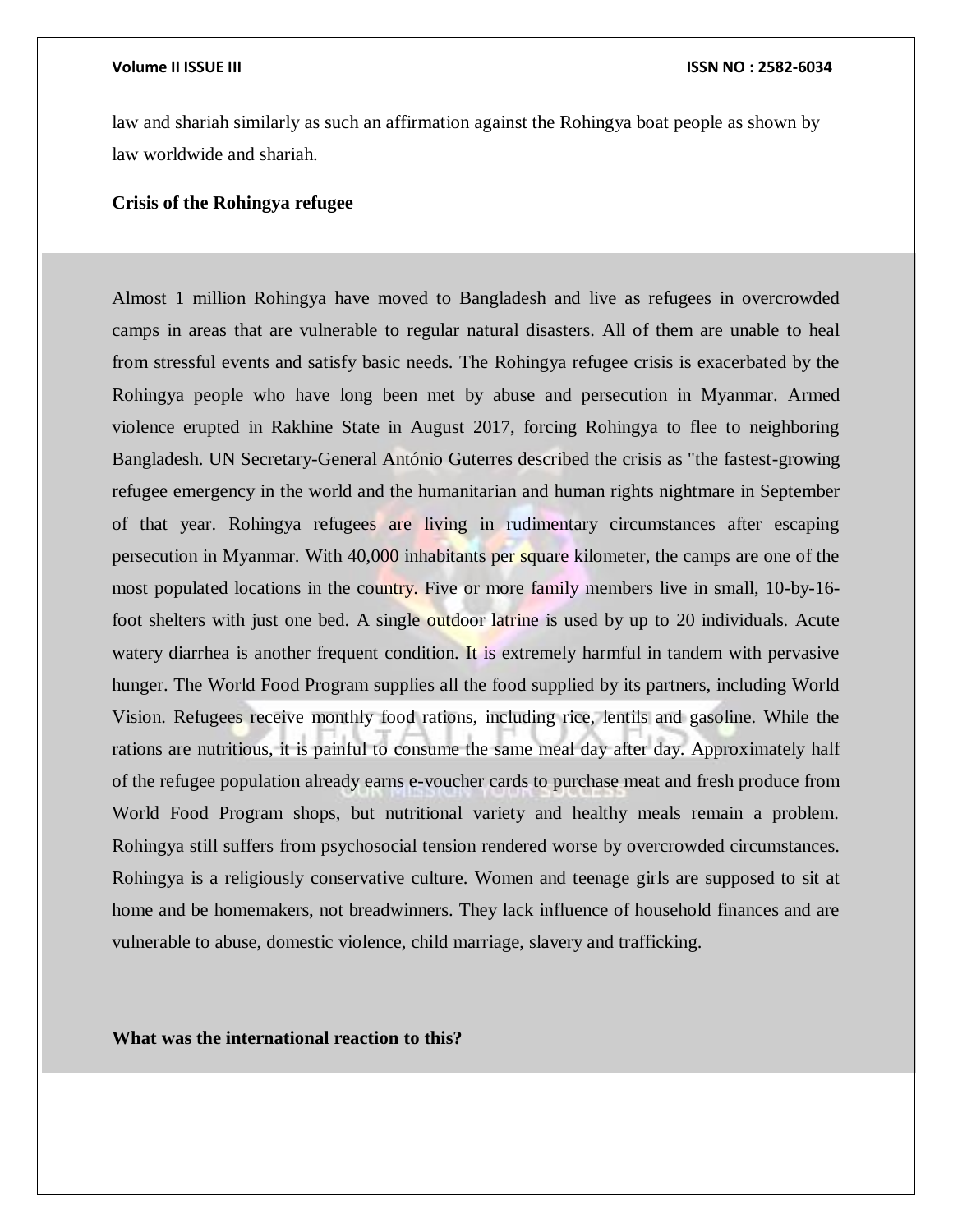law and shariah similarly as such an affirmation against the Rohingya boat people as shown by law worldwide and shariah.

**Crisis of the Rohingya refugee**

Almost 1 million Rohingya have moved to Bangladesh and live as refugees in overcrowded camps in areas that are vulnerable to regular natural disasters. All of them are unable to heal from stressful events and satisfy basic needs. The Rohingya refugee crisis is exacerbated by the Rohingya people who have long been met by abuse and persecution in Myanmar. Armed violence erupted in Rakhine State in August 2017, forcing Rohingya to flee to neighboring Bangladesh. UN Secretary-General António Guterres described the crisis as "the fastest-growing refugee emergency in the world and the humanitarian and human rights nightmare in September of that year. Rohingya refugees are living in rudimentary circumstances after escaping persecution in Myanmar. With 40,000 inhabitants per square kilometer, the camps are one of the most populated locations in the country. Five or more family members live in small, 10-by-16-foot shelters with just one bed. A single outdoor latrine is used by up to 20 individuals. Acute watery diarrhea is another frequent condition. It is extremely harmful in tandem with pervasive hunger. The World Food Program supplies all the food supplied by its partners, including World Vision. Refugees receive monthly food rations, including rice, lentils and gasoline. While the rations are nutritious, it is painful to consume the same meal day after day. Approximately half of the refugee population already earns e-voucher cards to purchase meat and fresh produce from World Food Program shops, but nutritional variety and healthy meals remain a problem. Rohingya still suffers from psychosocial tension rendered worse by overcrowded circumstances. Rohingya is a religiously conservative culture. Women and teenage girls are supposed to sit at home and be homemakers, not breadwinners. They lack influence of household finances and are vulnerable to abuse, domestic violence, child marriage, slavery and trafficking.

**What was the international reaction to this?**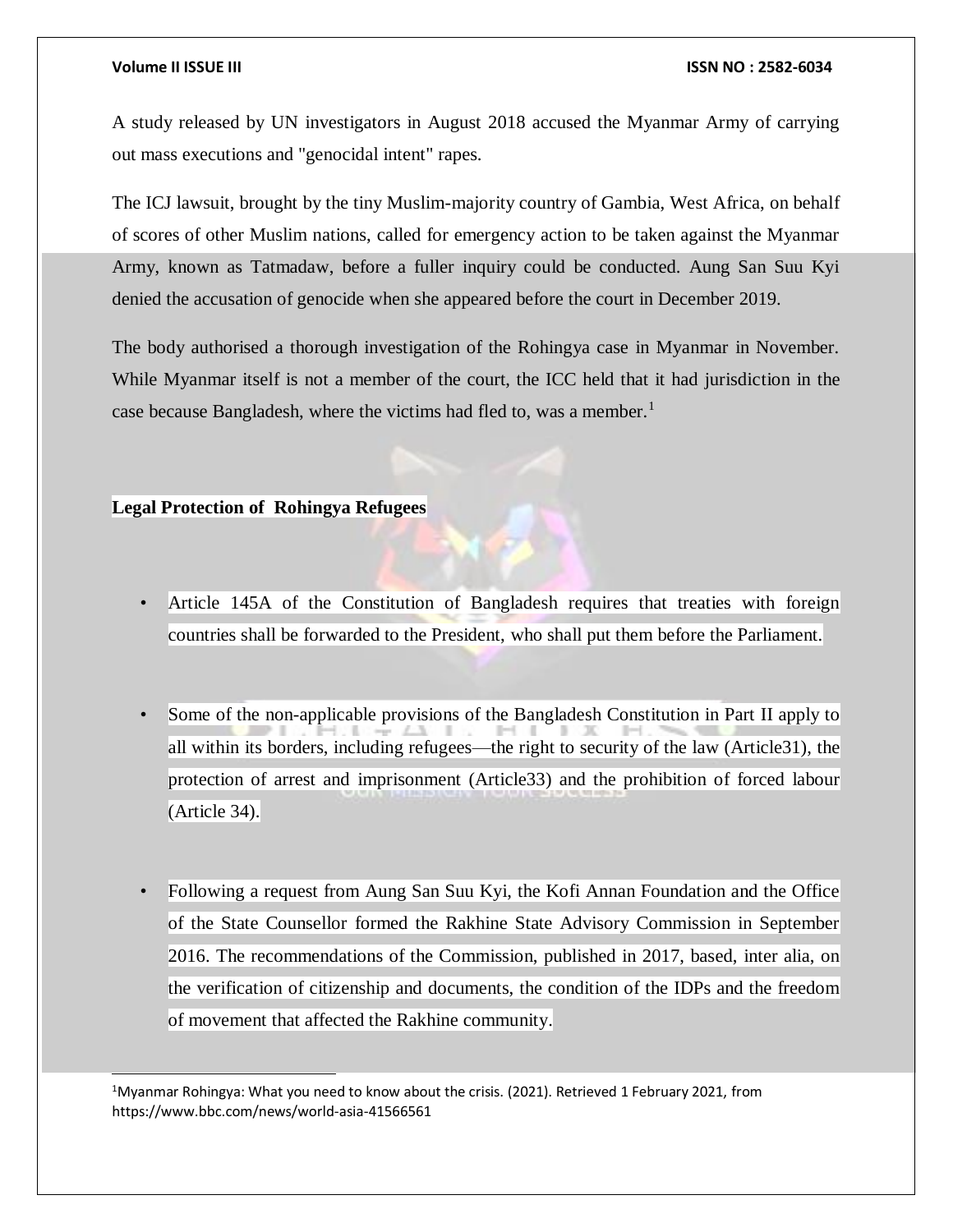A study released by UN investigators in August 2018 accused the Myanmar Army of carrying out mass executions and "genocidal intent" rapes.

The ICJ lawsuit, brought by the tiny Muslim-majority country of Gambia, West Africa, on behalf of scores of other Muslim nations, called for emergency action to be taken against the Myanmar Army, known as Tatmadaw, before a fuller inquiry could be conducted. Aung San Suu Kyi denied the accusation of genocide when she appeared before the court in December 2019.

The body authorised a thorough investigation of the Rohingya case in Myanmar in November. While Myanmar itself is not a member of the court, the ICC held that it had jurisdiction in the case because Bangladesh, where the victims had fled to, was a member.[1]

**Legal Protection of Rohingya Refugees**

- Article 145A of the Constitution of Bangladesh requires that treaties with foreign countries shall be forwarded to the President, who shall put them before the Parliament.

- Some of the non-applicable provisions of the Bangladesh Constitution in Part II apply to all within its borders, including refugees—the right to security of the law (Article31), the protection of arrest and imprisonment (Article33) and the prohibition of forced labour (Article 34).

- Following a request from Aung San Suu Kyi, the Kofi Annan Foundation and the Office of the State Counsellor formed the Rakhine State Advisory Commission in September 2016. The recommendations of the Commission, published in 2017, based, inter alia, on the verification of citizenship and documents, the condition of the IDPs and the freedom of movement that affected the Rakhine community.

---

[1] Myanmar Rohingya: What you need to know about the crisis. (2021). Retrieved 1 February 2021, from https://www.bbc.com/news/world-asia-41566561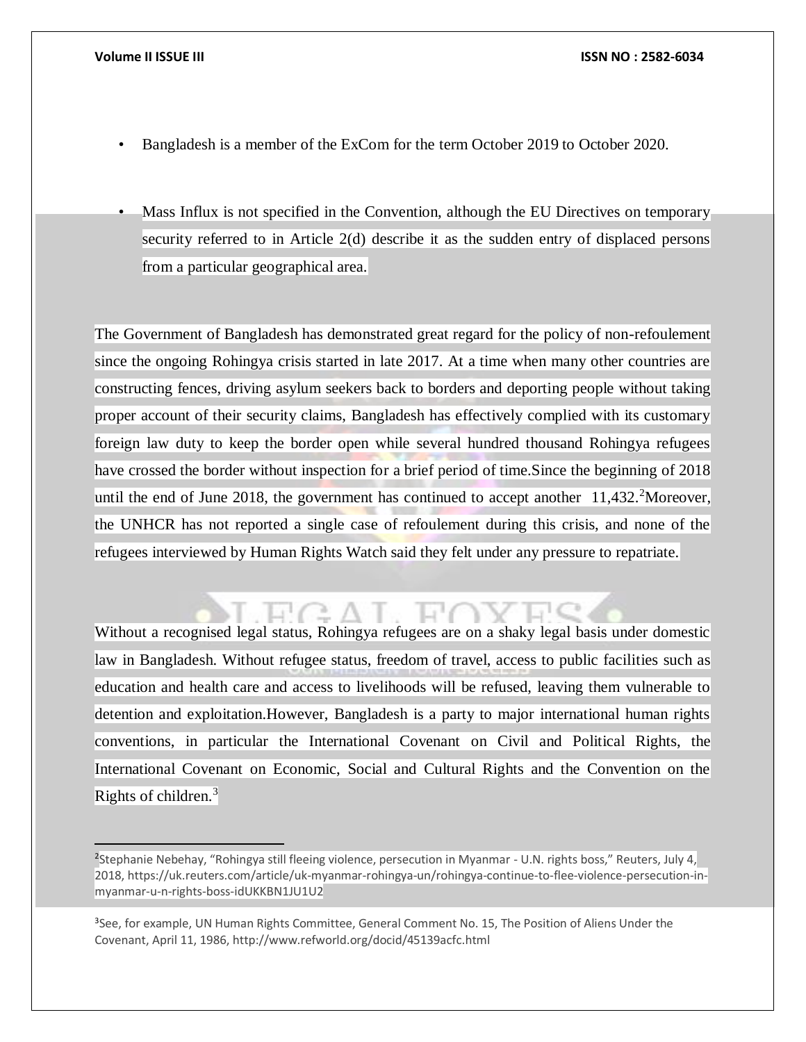- Bangladesh is a member of the ExCom for the term October 2019 to October 2020.
- Mass Influx is not specified in the Convention, although the EU Directives on temporary security referred to in Article 2(d) describe it as the sudden entry of displaced persons from a particular geographical area.

The Government of Bangladesh has demonstrated great regard for the policy of non-refoulement since the ongoing Rohingya crisis started in late 2017. At a time when many other countries are constructing fences, driving asylum seekers back to borders and deporting people without taking proper account of their security claims, Bangladesh has effectively complied with its customary foreign law duty to keep the border open while several hundred thousand Rohingya refugees have crossed the border without inspection for a brief period of time.Since the beginning of 2018 until the end of June 2018, the government has continued to accept another 11,432.[2]Moreover, the UNHCR has not reported a single case of refoulement during this crisis, and none of the refugees interviewed by Human Rights Watch said they felt under any pressure to repatriate.

Without a recognised legal status, Rohingya refugees are on a shaky legal basis under domestic law in Bangladesh. Without refugee status, freedom of travel, access to public facilities such as education and health care and access to livelihoods will be refused, leaving them vulnerable to detention and exploitation.However, Bangladesh is a party to major international human rights conventions, in particular the International Covenant on Civil and Political Rights, the International Covenant on Economic, Social and Cultural Rights and the Convention on the Rights of children.[3]

---

[2]Stephanie Nebehay, "Rohingya still fleeing violence, persecution in Myanmar - U.N. rights boss," Reuters, July 4, 2018, https://uk.reuters.com/article/uk-myanmar-rohingya-un/rohingya-continue-to-flee-violence-persecution-in-myanmar-u-n-rights-boss-idUKKBN1JU1U2

[3]See, for example, UN Human Rights Committee, General Comment No. 15, The Position of Aliens Under the Covenant, April 11, 1986, http://www.refworld.org/docid/45139acfc.html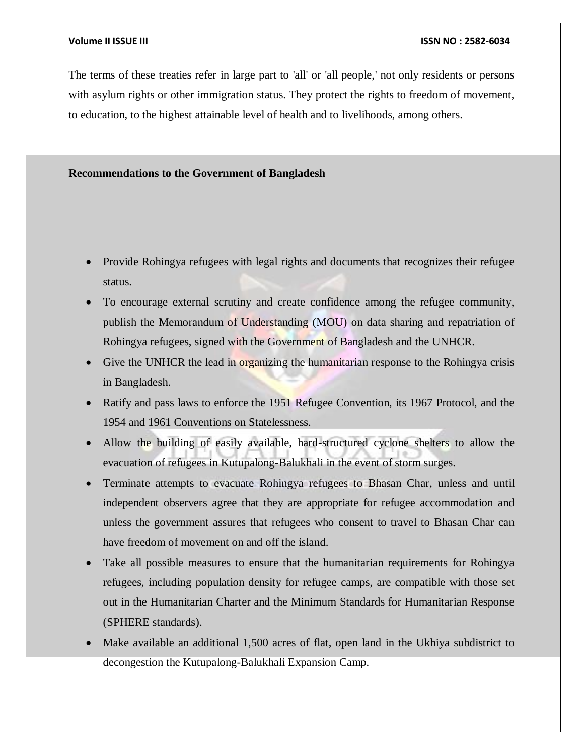The terms of these treaties refer in large part to 'all' or 'all people,' not only residents or persons with asylum rights or other immigration status. They protect the rights to freedom of movement, to education, to the highest attainable level of health and to livelihoods, among others.

**Recommendations to the Government of Bangladesh**

- Provide Rohingya refugees with legal rights and documents that recognizes their refugee status.
- To encourage external scrutiny and create confidence among the refugee community, publish the Memorandum of Understanding (MOU) on data sharing and repatriation of Rohingya refugees, signed with the Government of Bangladesh and the UNHCR.
- Give the UNHCR the lead in organizing the humanitarian response to the Rohingya crisis in Bangladesh.
- Ratify and pass laws to enforce the 1951 Refugee Convention, its 1967 Protocol, and the 1954 and 1961 Conventions on Statelessness.
- Allow the building of easily available, hard-structured cyclone shelters to allow the evacuation of refugees in Kutupalong-Balukhali in the event of storm surges.
- Terminate attempts to evacuate Rohingya refugees to Bhasan Char, unless and until independent observers agree that they are appropriate for refugee accommodation and unless the government assures that refugees who consent to travel to Bhasan Char can have freedom of movement on and off the island.
- Take all possible measures to ensure that the humanitarian requirements for Rohingya refugees, including population density for refugee camps, are compatible with those set out in the Humanitarian Charter and the Minimum Standards for Humanitarian Response (SPHERE standards).
- Make available an additional 1,500 acres of flat, open land in the Ukhiya subdistrict to decongestion the Kutupalong-Balukhali Expansion Camp.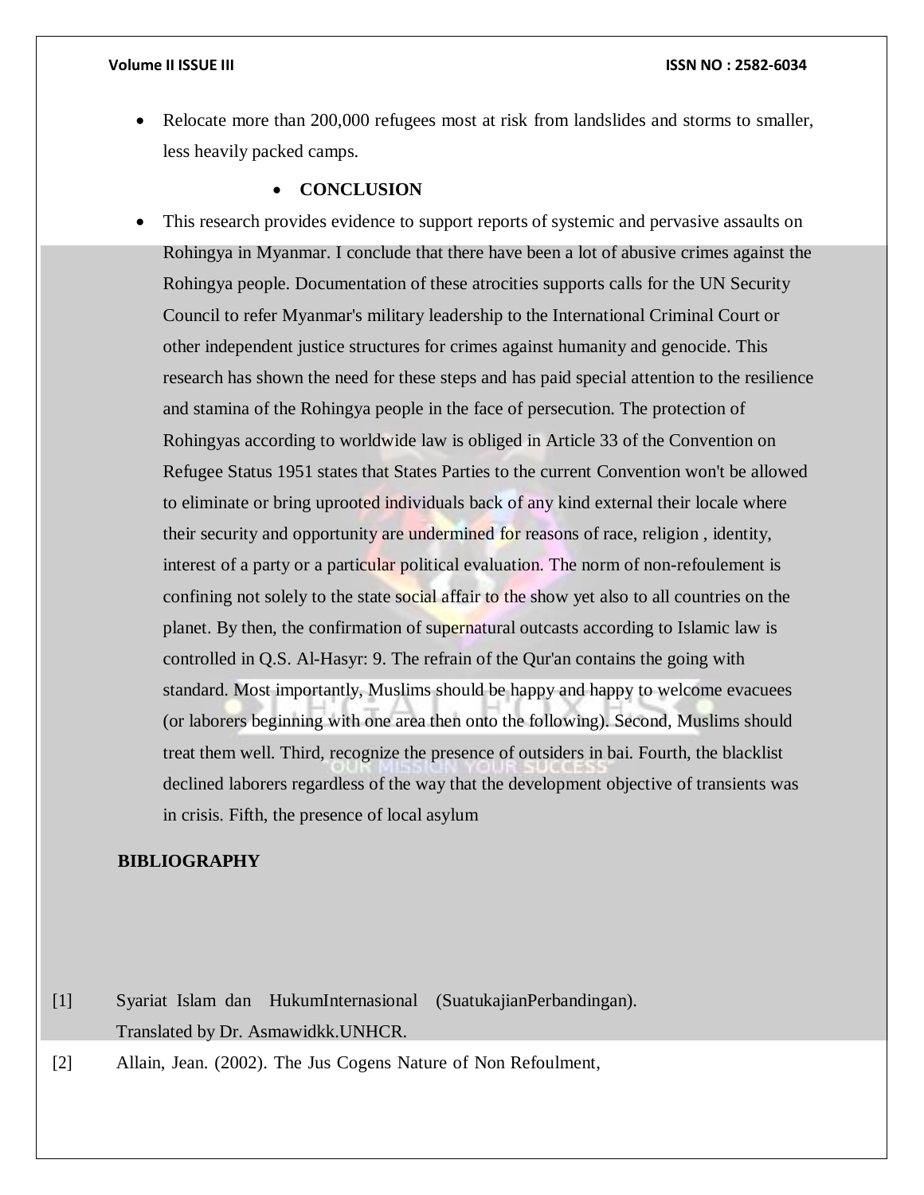- Relocate more than 200,000 refugees most at risk from landslides and storms to smaller, less heavily packed camps.

## CONCLUSION

- This research provides evidence to support reports of systemic and pervasive assaults on Rohingya in Myanmar. I conclude that there have been a lot of abusive crimes against the Rohingya people. Documentation of these atrocities supports calls for the UN Security Council to refer Myanmar's military leadership to the International Criminal Court or other independent justice structures for crimes against humanity and genocide. This research has shown the need for these steps and has paid special attention to the resilience and stamina of the Rohingya people in the face of persecution. The protection of Rohingyas according to worldwide law is obliged in Article 33 of the Convention on Refugee Status 1951 states that States Parties to the current Convention won't be allowed to eliminate or bring uprooted individuals back of any kind external their locale where their security and opportunity are undermined for reasons of race, religion , identity, interest of a party or a particular political evaluation. The norm of non-refoulement is confining not solely to the state social affair to the show yet also to all countries on the planet. By then, the confirmation of supernatural outcasts according to Islamic law is controlled in Q.S. Al-Hasyr: 9. The refrain of the Qur'an contains the going with standard. Most importantly, Muslims should be happy and happy to welcome evacuees (or laborers beginning with one area then onto the following). Second, Muslims should treat them well. Third, recognize the presence of outsiders in bai. Fourth, the blacklist declined laborers regardless of the way that the development objective of transients was in crisis. Fifth, the presence of local asylum

## BIBLIOGRAPHY

[1] Syariat Islam dan HukumInternasional (SuatukajianPerbandingan). Translated by Dr. Asmawidkk.UNHCR.

[2] Allain, Jean. (2002). The Jus Cogens Nature of Non Refoulment,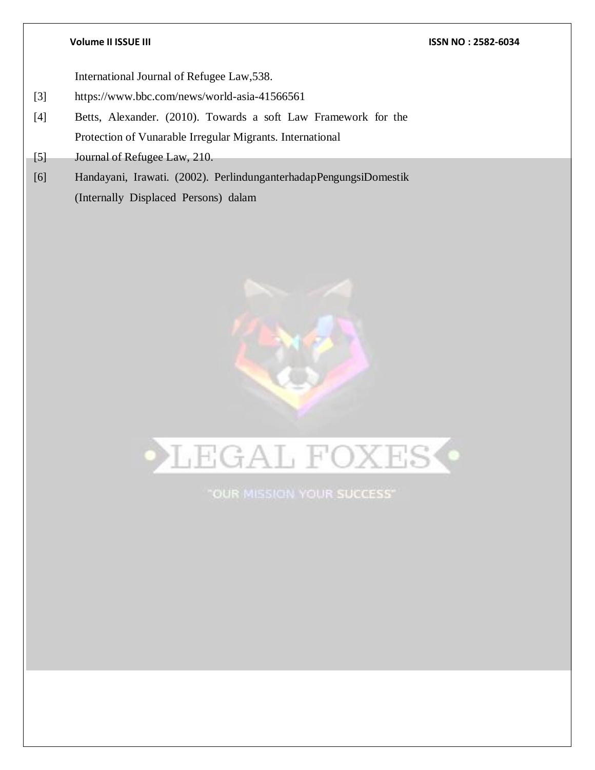International Journal of Refugee Law,538.

[3] https://www.bbc.com/news/world-asia-41566561

[4] Betts, Alexander. (2010). Towards a soft Law Framework for the Protection of Vunarable Irregular Migrants. International

[5] Journal of Refugee Law, 210.

[6] Handayani, Irawati. (2002). PerlindunganterhadapPengungsiDomestik (Internally Displaced Persons) dalam